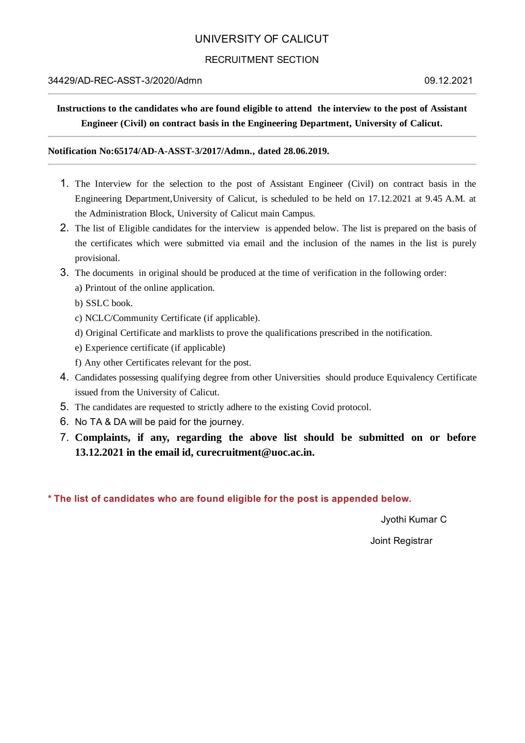# UNIVERSITY OF CALICUT

## RECRUITMENT SECTION

34429/AD-REC-ASST-3/2020/Admn 09.12.2021

**Instructions to the candidates who are found eligible to attend the interview to the post of Assistant Engineer (Civil) on contract basis in the Engineering Department, University of Calicut.**

**Notification No:65174/AD-A-ASST-3/2017/Admn., dated 28.06.2019.**

1. The Interview for the selection to the post of Assistant Engineer (Civil) on contract basis in the Engineering Department,University of Calicut, is scheduled to be held on 17.12.2021 at 9.45 A.M. at the Administration Block, University of Calicut main Campus.
2. The list of Eligible candidates for the interview is appended below. The list is prepared on the basis of the certificates which were submitted via email and the inclusion of the names in the list is purely provisional.
3. The documents in original should be produced at the time of verification in the following order:
   a) Printout of the online application.
   b) SSLC book.
   c) NCLC/Community Certificate (if applicable).
   d) Original Certificate and marklists to prove the qualifications prescribed in the notification.
   e) Experience certificate (if applicable)
   f) Any other Certificates relevant for the post.
4. Candidates possessing qualifying degree from other Universities should produce Equivalency Certificate issued from the University of Calicut.
5. The candidates are requested to strictly adhere to the existing Covid protocol.
6. No TA & DA will be paid for the journey.
7. **Complaints, if any, regarding the above list should be submitted on or before 13.12.2021 in the email id, curecruitment@uoc.ac.in.**

**\* The list of candidates who are found eligible for the post is appended below.**

Jyothi Kumar C

Joint Registrar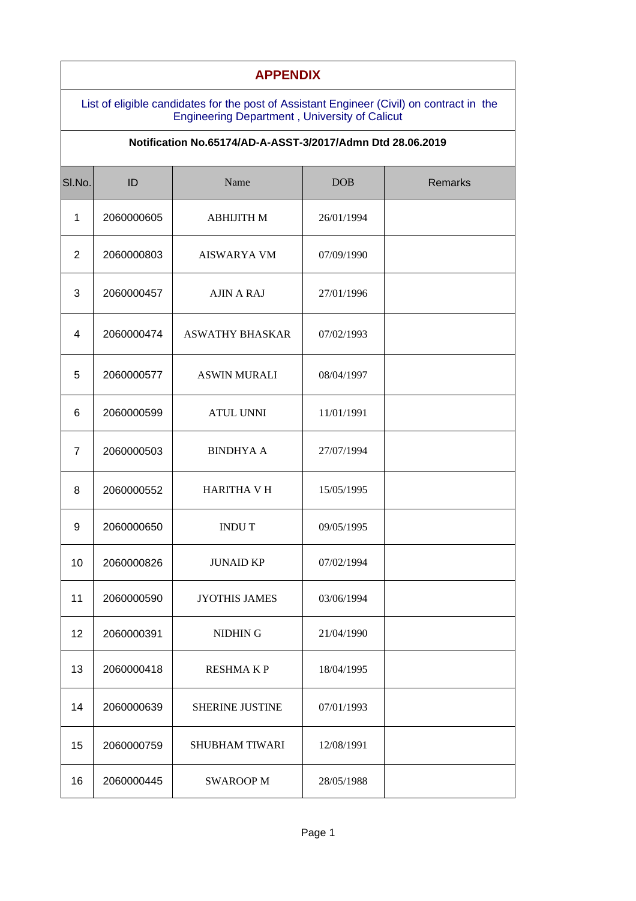# APPENDIX

List of eligible candidates for the post of Assistant Engineer (Civil) on contract in the Engineering Department , University of Calicut

**Notification No.65174/AD-A-ASST-3/2017/Admn Dtd 28.06.2019**

| Sl.No. | ID | Name | DOB | Remarks |
|---|---|---|---|---|
| 1 | 2060000605 | ABHIJITH M | 26/01/1994 | |
| 2 | 2060000803 | AISWARYA VM | 07/09/1990 | |
| 3 | 2060000457 | AJIN A RAJ | 27/01/1996 | |
| 4 | 2060000474 | ASWATHY BHASKAR | 07/02/1993 | |
| 5 | 2060000577 | ASWIN MURALI | 08/04/1997 | |
| 6 | 2060000599 | ATUL UNNI | 11/01/1991 | |
| 7 | 2060000503 | BINDHYA A | 27/07/1994 | |
| 8 | 2060000552 | HARITHA V H | 15/05/1995 | |
| 9 | 2060000650 | INDU T | 09/05/1995 | |
| 10 | 2060000826 | JUNAID KP | 07/02/1994 | |
| 11 | 2060000590 | JYOTHIS JAMES | 03/06/1994 | |
| 12 | 2060000391 | NIDHIN G | 21/04/1990 | |
| 13 | 2060000418 | RESHMA K P | 18/04/1995 | |
| 14 | 2060000639 | SHERINE JUSTINE | 07/01/1993 | |
| 15 | 2060000759 | SHUBHAM TIWARI | 12/08/1991 | |
| 16 | 2060000445 | SWAROOP M | 28/05/1988 | |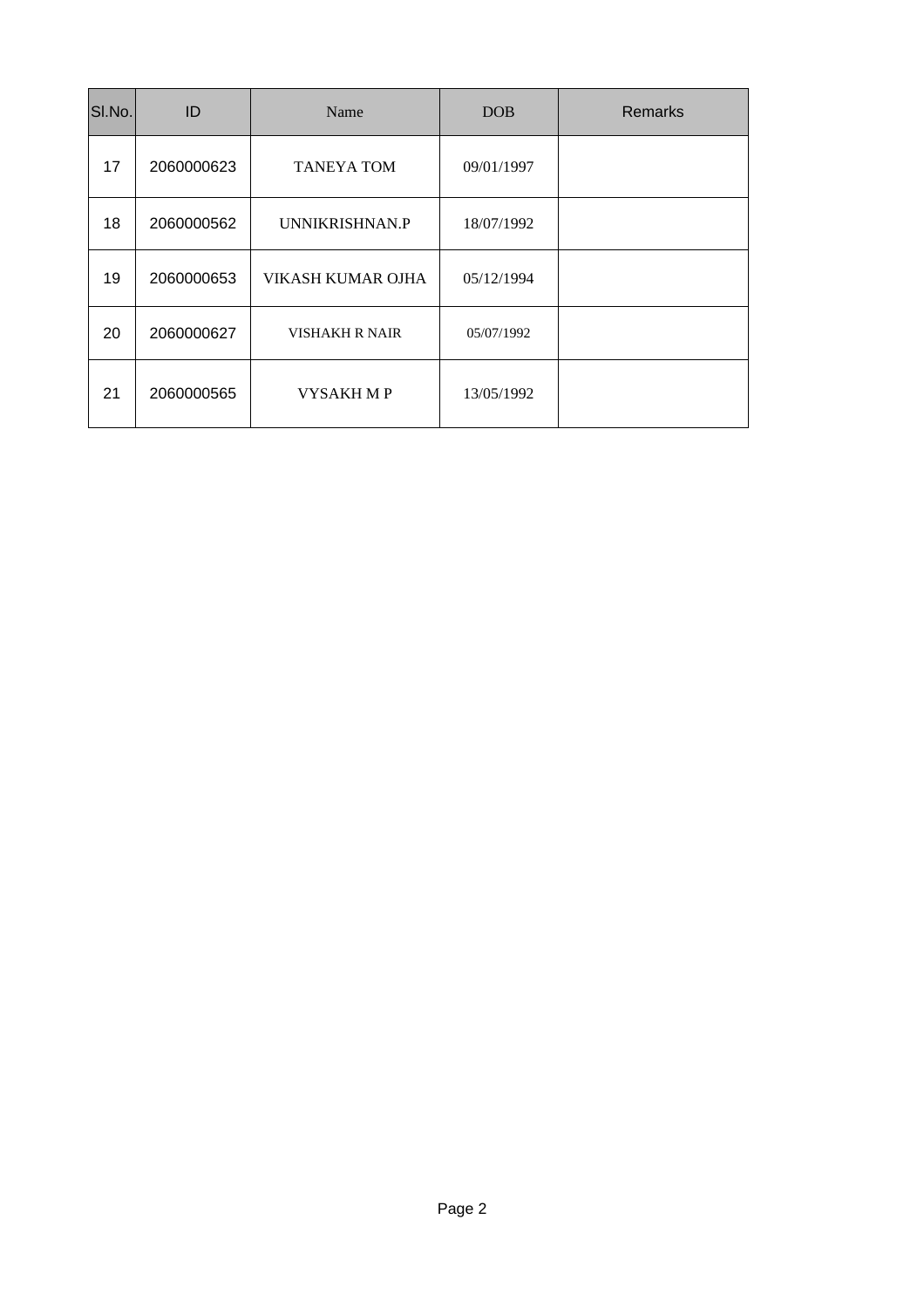| Sl.No. | ID | Name | DOB | Remarks |
|---|---|---|---|---|
| 17 | 2060000623 | TANEYA TOM | 09/01/1997 | |
| 18 | 2060000562 | UNNIKRISHNAN.P | 18/07/1992 | |
| 19 | 2060000653 | VIKASH KUMAR OJHA | 05/12/1994 | |
| 20 | 2060000627 | VISHAKH R NAIR | 05/07/1992 | |
| 21 | 2060000565 | VYSAKH M P | 13/05/1992 | |